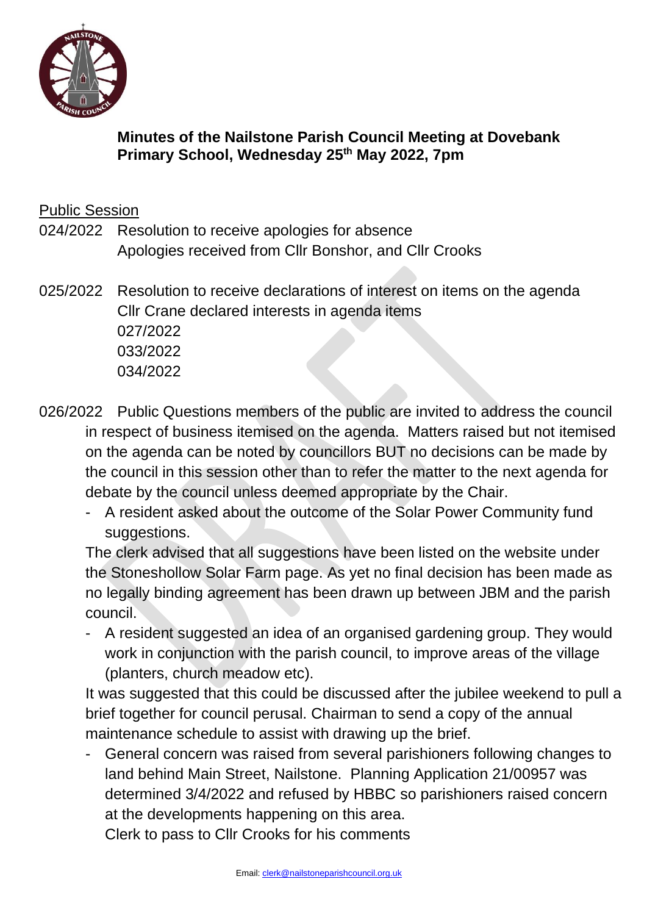# Minutes of the Nailstone Parish Council Meeting at Dovebank Primary School, Wednesday 25th May 2022, 7pm

Public Session

024/2022 Resolution to receive apologies for absence
Apologies received from Cllr Bonshor, and Cllr Crooks

025/2022 Resolution to receive declarations of interest on items on the agenda
Cllr Crane declared interests in agenda items
027/2022
033/2022
034/2022

026/2022 Public Questions members of the public are invited to address the council in respect of business itemised on the agenda. Matters raised but not itemised on the agenda can be noted by councillors BUT no decisions can be made by the council in this session other than to refer the matter to the next agenda for debate by the council unless deemed appropriate by the Chair.

- A resident asked about the outcome of the Solar Power Community fund suggestions.

The clerk advised that all suggestions have been listed on the website under the Stoneshollow Solar Farm page. As yet no final decision has been made as no legally binding agreement has been drawn up between JBM and the parish council.

- A resident suggested an idea of an organised gardening group. They would work in conjunction with the parish council, to improve areas of the village (planters, church meadow etc).

It was suggested that this could be discussed after the jubilee weekend to pull a brief together for council perusal. Chairman to send a copy of the annual maintenance schedule to assist with drawing up the brief.

- General concern was raised from several parishioners following changes to land behind Main Street, Nailstone. Planning Application 21/00957 was determined 3/4/2022 and refused by HBBC so parishioners raised concern at the developments happening on this area.
  Clerk to pass to Cllr Crooks for his comments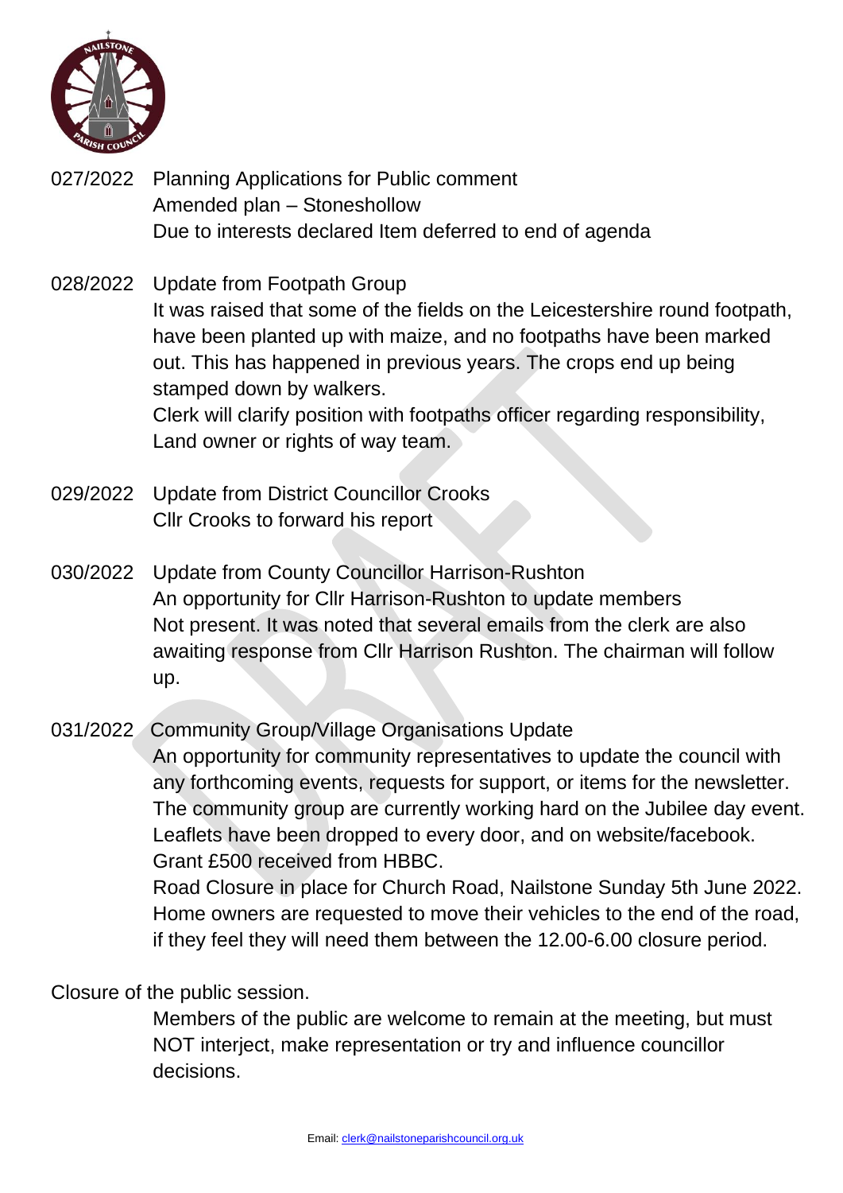027/2022 Planning Applications for Public comment
Amended plan – Stoneshollow
Due to interests declared Item deferred to end of agenda

028/2022 Update from Footpath Group
It was raised that some of the fields on the Leicestershire round footpath, have been planted up with maize, and no footpaths have been marked out. This has happened in previous years. The crops end up being stamped down by walkers.
Clerk will clarify position with footpaths officer regarding responsibility, Land owner or rights of way team.

029/2022 Update from District Councillor Crooks
Cllr Crooks to forward his report

030/2022 Update from County Councillor Harrison-Rushton
An opportunity for Cllr Harrison-Rushton to update members
Not present. It was noted that several emails from the clerk are also awaiting response from Cllr Harrison Rushton. The chairman will follow up.

031/2022 Community Group/Village Organisations Update
An opportunity for community representatives to update the council with any forthcoming events, requests for support, or items for the newsletter.
The community group are currently working hard on the Jubilee day event. Leaflets have been dropped to every door, and on website/facebook.
Grant £500 received from HBBC.
Road Closure in place for Church Road, Nailstone Sunday 5th June 2022.
Home owners are requested to move their vehicles to the end of the road, if they feel they will need them between the 12.00-6.00 closure period.

Closure of the public session.
Members of the public are welcome to remain at the meeting, but must NOT interject, make representation or try and influence councillor decisions.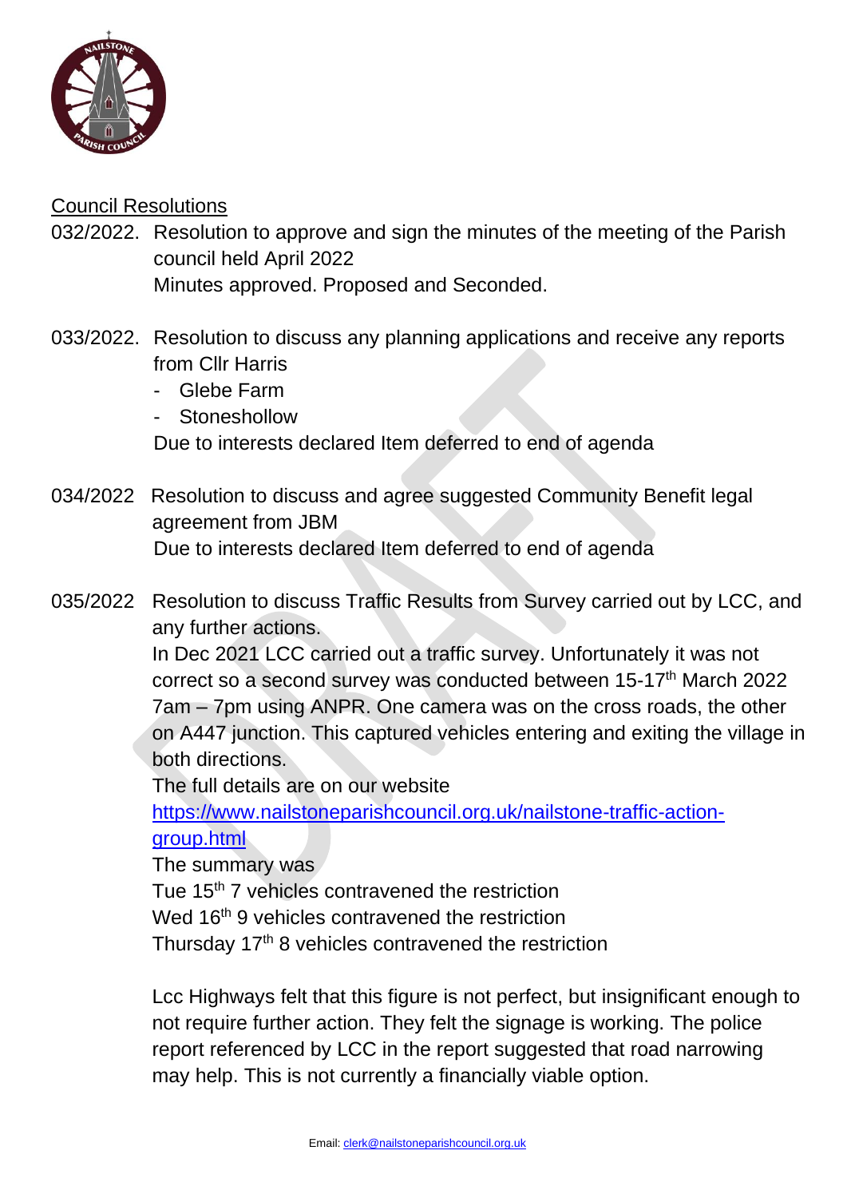Council Resolutions

032/2022. Resolution to approve and sign the minutes of the meeting of the Parish council held April 2022

Minutes approved. Proposed and Seconded.

033/2022. Resolution to discuss any planning applications and receive any reports from Cllr Harris

- Glebe Farm
- Stoneshollow

Due to interests declared Item deferred to end of agenda

034/2022 Resolution to discuss and agree suggested Community Benefit legal agreement from JBM

Due to interests declared Item deferred to end of agenda

035/2022 Resolution to discuss Traffic Results from Survey carried out by LCC, and any further actions.

In Dec 2021 LCC carried out a traffic survey. Unfortunately it was not correct so a second survey was conducted between 15-17th March 2022 7am – 7pm using ANPR. One camera was on the cross roads, the other on A447 junction. This captured vehicles entering and exiting the village in both directions.

The full details are on our website https://www.nailstoneparishcouncil.org.uk/nailstone-traffic-action-group.html

The summary was

Tue 15th 7 vehicles contravened the restriction

Wed 16th 9 vehicles contravened the restriction

Thursday 17th 8 vehicles contravened the restriction

Lcc Highways felt that this figure is not perfect, but insignificant enough to not require further action. They felt the signage is working. The police report referenced by LCC in the report suggested that road narrowing may help. This is not currently a financially viable option.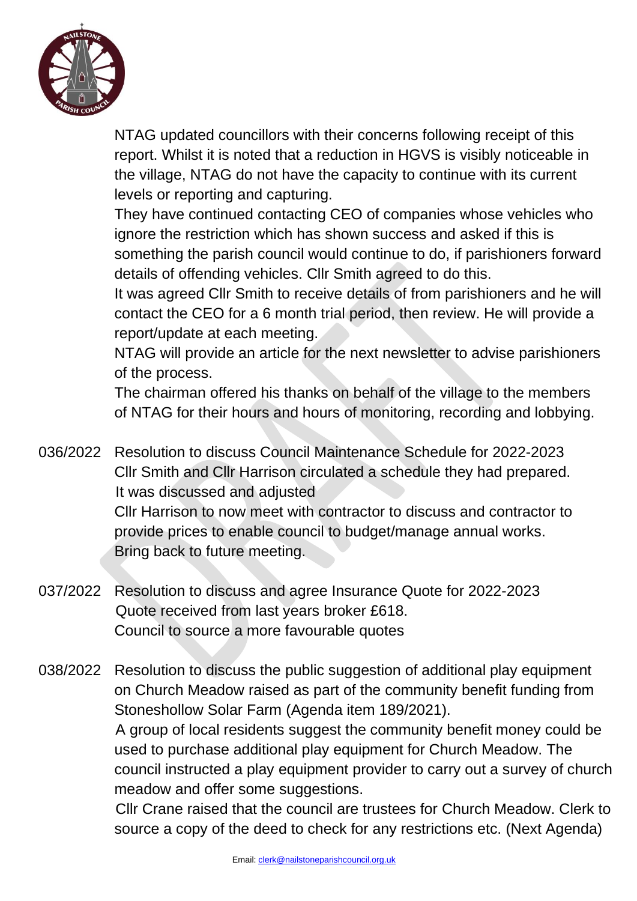NTAG updated councillors with their concerns following receipt of this report. Whilst it is noted that a reduction in HGVS is visibly noticeable in the village, NTAG do not have the capacity to continue with its current levels or reporting and capturing.

They have continued contacting CEO of companies whose vehicles who ignore the restriction which has shown success and asked if this is something the parish council would continue to do, if parishioners forward details of offending vehicles. Cllr Smith agreed to do this.

It was agreed Cllr Smith to receive details of from parishioners and he will contact the CEO for a 6 month trial period, then review. He will provide a report/update at each meeting.

NTAG will provide an article for the next newsletter to advise parishioners of the process.

The chairman offered his thanks on behalf of the village to the members of NTAG for their hours and hours of monitoring, recording and lobbying.

036/2022 Resolution to discuss Council Maintenance Schedule for 2022-2023

Cllr Smith and Cllr Harrison circulated a schedule they had prepared.

It was discussed and adjusted

Cllr Harrison to now meet with contractor to discuss and contractor to provide prices to enable council to budget/manage annual works.

Bring back to future meeting.

037/2022 Resolution to discuss and agree Insurance Quote for 2022-2023

Quote received from last years broker £618.

Council to source a more favourable quotes

038/2022 Resolution to discuss the public suggestion of additional play equipment on Church Meadow raised as part of the community benefit funding from Stoneshollow Solar Farm (Agenda item 189/2021).

A group of local residents suggest the community benefit money could be used to purchase additional play equipment for Church Meadow. The council instructed a play equipment provider to carry out a survey of church meadow and offer some suggestions.

Cllr Crane raised that the council are trustees for Church Meadow. Clerk to source a copy of the deed to check for any restrictions etc. (Next Agenda)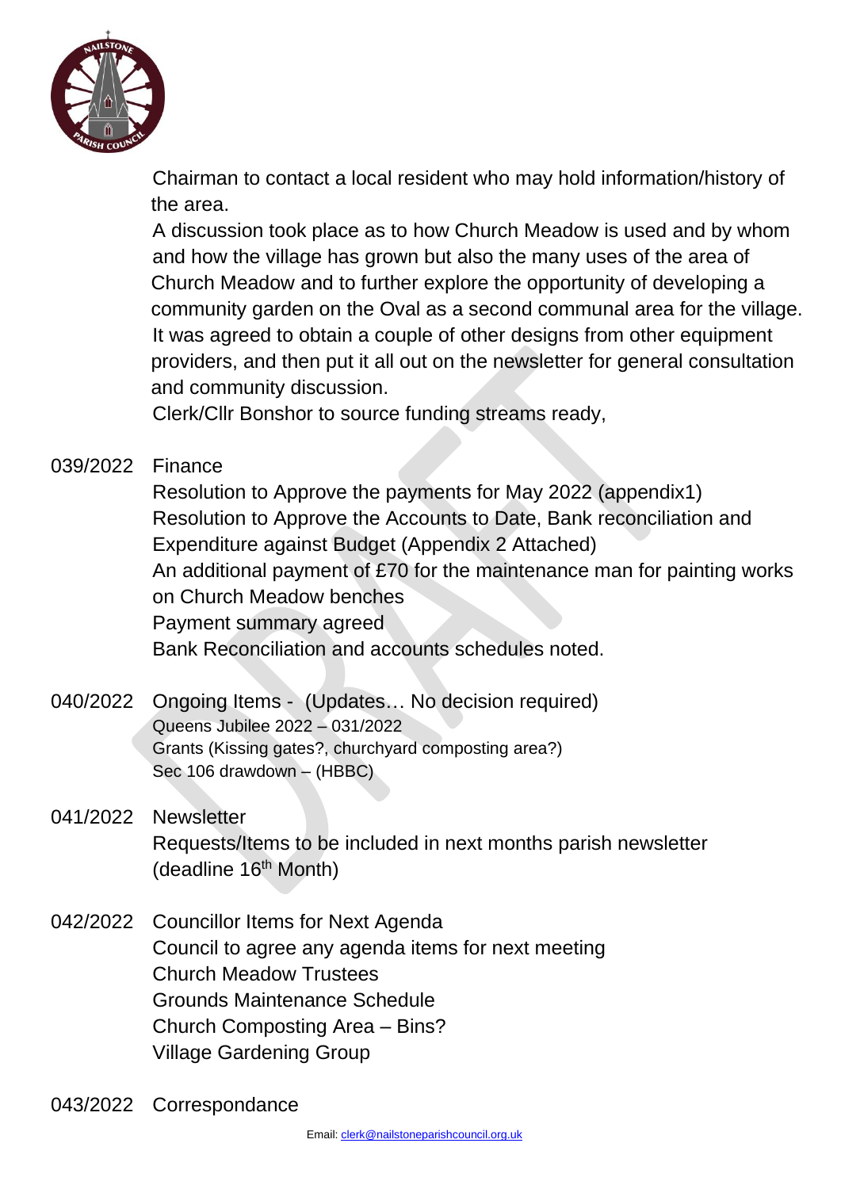Chairman to contact a local resident who may hold information/history of the area.

A discussion took place as to how Church Meadow is used and by whom and how the village has grown but also the many uses of the area of Church Meadow and to further explore the opportunity of developing a community garden on the Oval as a second communal area for the village. It was agreed to obtain a couple of other designs from other equipment providers, and then put it all out on the newsletter for general consultation and community discussion.

Clerk/Cllr Bonshor to source funding streams ready,

**039/2022** Finance

Resolution to Approve the payments for May 2022 (appendix1)

Resolution to Approve the Accounts to Date, Bank reconciliation and Expenditure against Budget (Appendix 2 Attached)

An additional payment of £70 for the maintenance man for painting works on Church Meadow benches

Payment summary agreed

Bank Reconciliation and accounts schedules noted.

**040/2022** Ongoing Items - (Updates… No decision required)

Queens Jubilee 2022 – 031/2022

Grants (Kissing gates?, churchyard composting area?)

Sec 106 drawdown – (HBBC)

**041/2022** Newsletter

Requests/Items to be included in next months parish newsletter (deadline 16th Month)

**042/2022** Councillor Items for Next Agenda

Council to agree any agenda items for next meeting

Church Meadow Trustees

Grounds Maintenance Schedule

Church Composting Area – Bins?

Village Gardening Group

**043/2022** Correspondance

Email: clerk@nailstoneparishcouncil.org.uk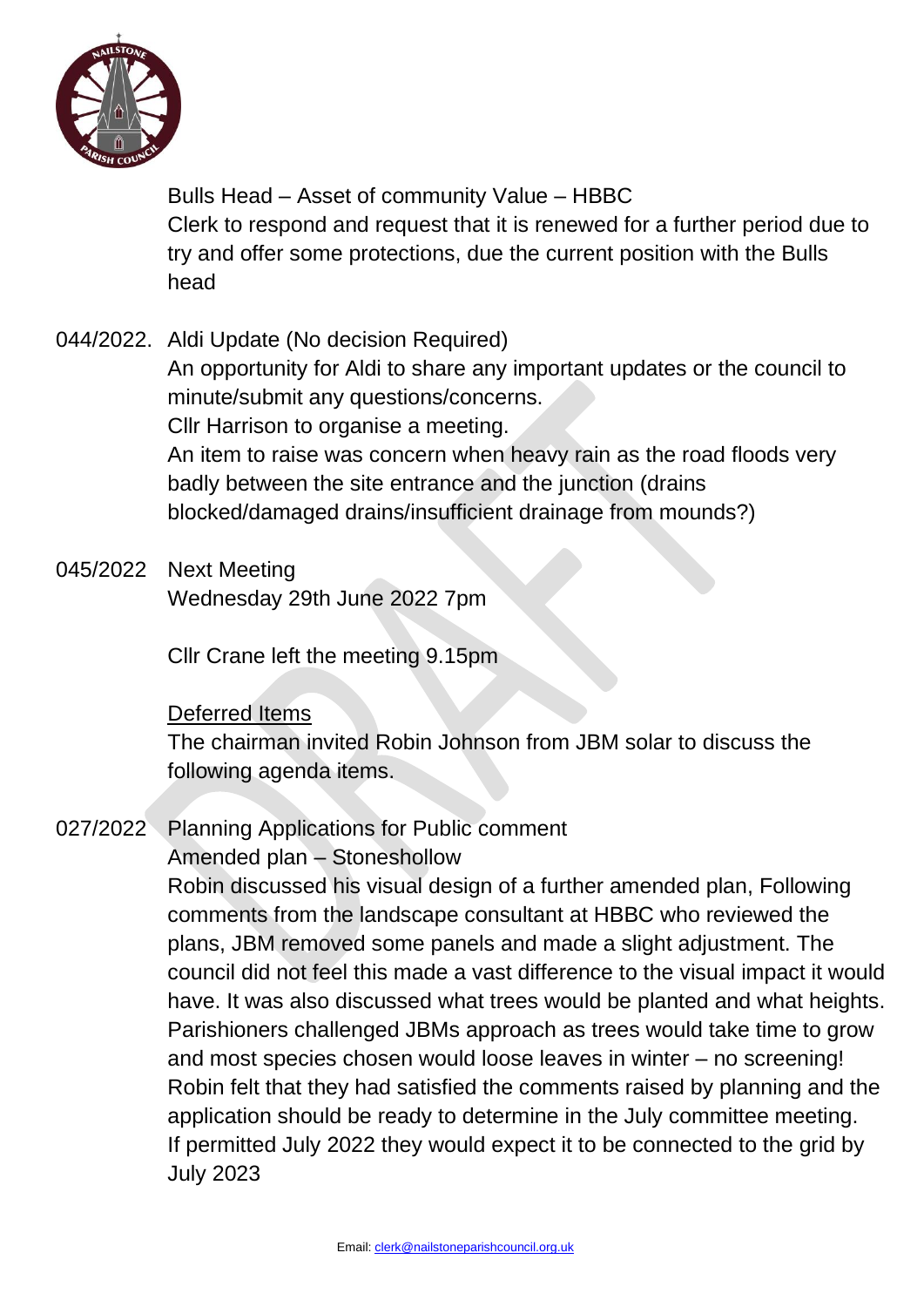Bulls Head – Asset of community Value – HBBC
Clerk to respond and request that it is renewed for a further period due to try and offer some protections, due the current position with the Bulls head

044/2022. Aldi Update (No decision Required)
An opportunity for Aldi to share any important updates or the council to minute/submit any questions/concerns.
Cllr Harrison to organise a meeting.
An item to raise was concern when heavy rain as the road floods very badly between the site entrance and the junction (drains blocked/damaged drains/insufficient drainage from mounds?)

045/2022 Next Meeting
Wednesday 29th June 2022 7pm

Cllr Crane left the meeting 9.15pm

<u>Deferred Items</u>
The chairman invited Robin Johnson from JBM solar to discuss the following agenda items.

027/2022 Planning Applications for Public comment
Amended plan – Stoneshollow
Robin discussed his visual design of a further amended plan, Following comments from the landscape consultant at HBBC who reviewed the plans, JBM removed some panels and made a slight adjustment. The council did not feel this made a vast difference to the visual impact it would have. It was also discussed what trees would be planted and what heights. Parishioners challenged JBMs approach as trees would take time to grow and most species chosen would loose leaves in winter – no screening! Robin felt that they had satisfied the comments raised by planning and the application should be ready to determine in the July committee meeting. If permitted July 2022 they would expect it to be connected to the grid by July 2023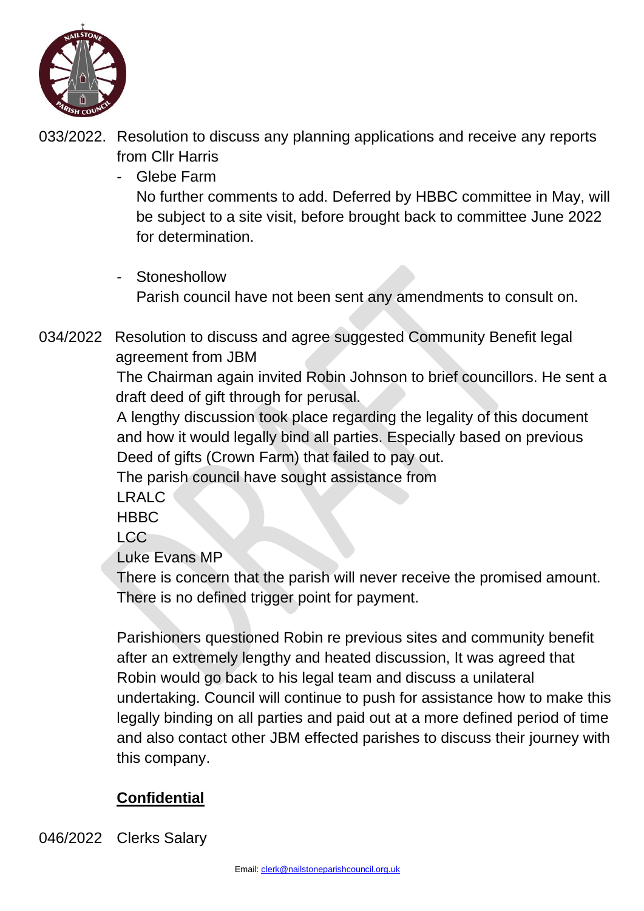033/2022. Resolution to discuss any planning applications and receive any reports from Cllr Harris

- Glebe Farm
  No further comments to add. Deferred by HBBC committee in May, will be subject to a site visit, before brought back to committee June 2022 for determination.

- Stoneshollow
  Parish council have not been sent any amendments to consult on.

034/2022 Resolution to discuss and agree suggested Community Benefit legal agreement from JBM

The Chairman again invited Robin Johnson to brief councillors. He sent a draft deed of gift through for perusal.

A lengthy discussion took place regarding the legality of this document and how it would legally bind all parties. Especially based on previous Deed of gifts (Crown Farm) that failed to pay out.

The parish council have sought assistance from

LRALC

HBBC

LCC

Luke Evans MP

There is concern that the parish will never receive the promised amount. There is no defined trigger point for payment.

Parishioners questioned Robin re previous sites and community benefit after an extremely lengthy and heated discussion, It was agreed that Robin would go back to his legal team and discuss a unilateral undertaking. Council will continue to push for assistance how to make this legally binding on all parties and paid out at a more defined period of time and also contact other JBM effected parishes to discuss their journey with this company.

**<u>Confidential</u>**

046/2022 Clerks Salary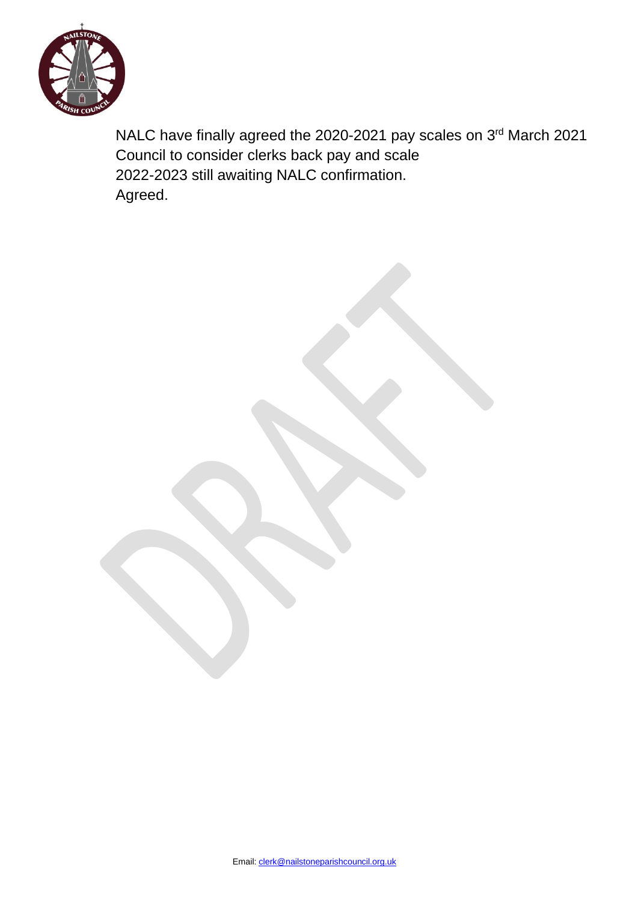NALC have finally agreed the 2020-2021 pay scales on 3rd March 2021
Council to consider clerks back pay and scale
2022-2023 still awaiting NALC confirmation.
Agreed.